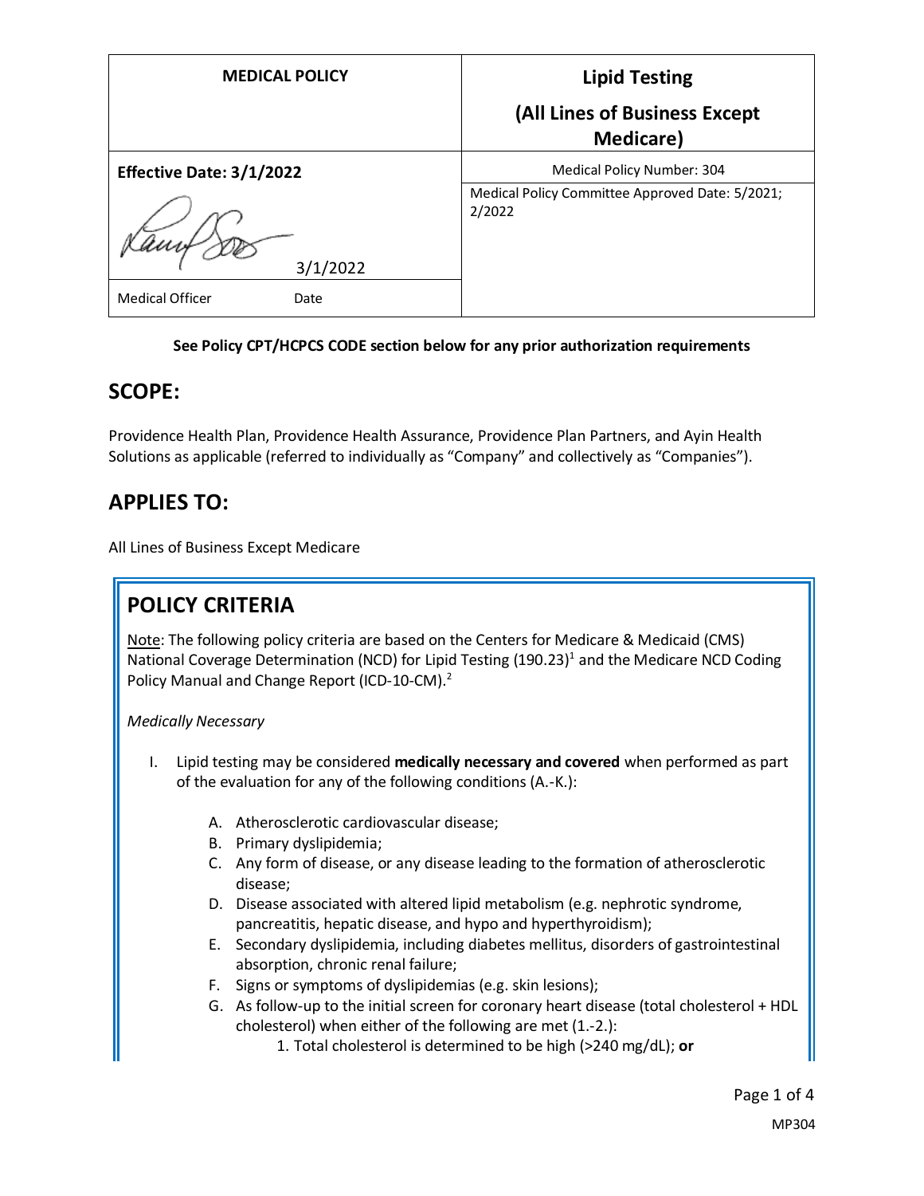| MEDICAL POLICY | Lipid Testing (All Lines of Business Except Medicare) |
|---|---|
| **Effective Date: 3/1/2022** | Medical Policy Number: 304 |
| 3/1/2022 | Medical Policy Committee Approved Date: 5/2021; 2/2022 |
| Medical Officer Date | |

**See Policy CPT/HCPCS CODE section below for any prior authorization requirements**

## SCOPE:

Providence Health Plan, Providence Health Assurance, Providence Plan Partners, and Ayin Health Solutions as applicable (referred to individually as "Company" and collectively as "Companies").

## APPLIES TO:

All Lines of Business Except Medicare

## POLICY CRITERIA

Note: The following policy criteria are based on the Centers for Medicare & Medicaid (CMS) National Coverage Determination (NCD) for Lipid Testing (190.23)[1] and the Medicare NCD Coding Policy Manual and Change Report (ICD-10-CM).[2]

*Medically Necessary*

I. Lipid testing may be considered **medically necessary and covered** when performed as part of the evaluation for any of the following conditions (A.-K.):

   A. Atherosclerotic cardiovascular disease;
   B. Primary dyslipidemia;
   C. Any form of disease, or any disease leading to the formation of atherosclerotic disease;
   D. Disease associated with altered lipid metabolism (e.g. nephrotic syndrome, pancreatitis, hepatic disease, and hypo and hyperthyroidism);
   E. Secondary dyslipidemia, including diabetes mellitus, disorders of gastrointestinal absorption, chronic renal failure;
   F. Signs or symptoms of dyslipidemias (e.g. skin lesions);
   G. As follow-up to the initial screen for coronary heart disease (total cholesterol + HDL cholesterol) when either of the following are met (1.-2.):
      1. Total cholesterol is determined to be high (>240 mg/dL); **or**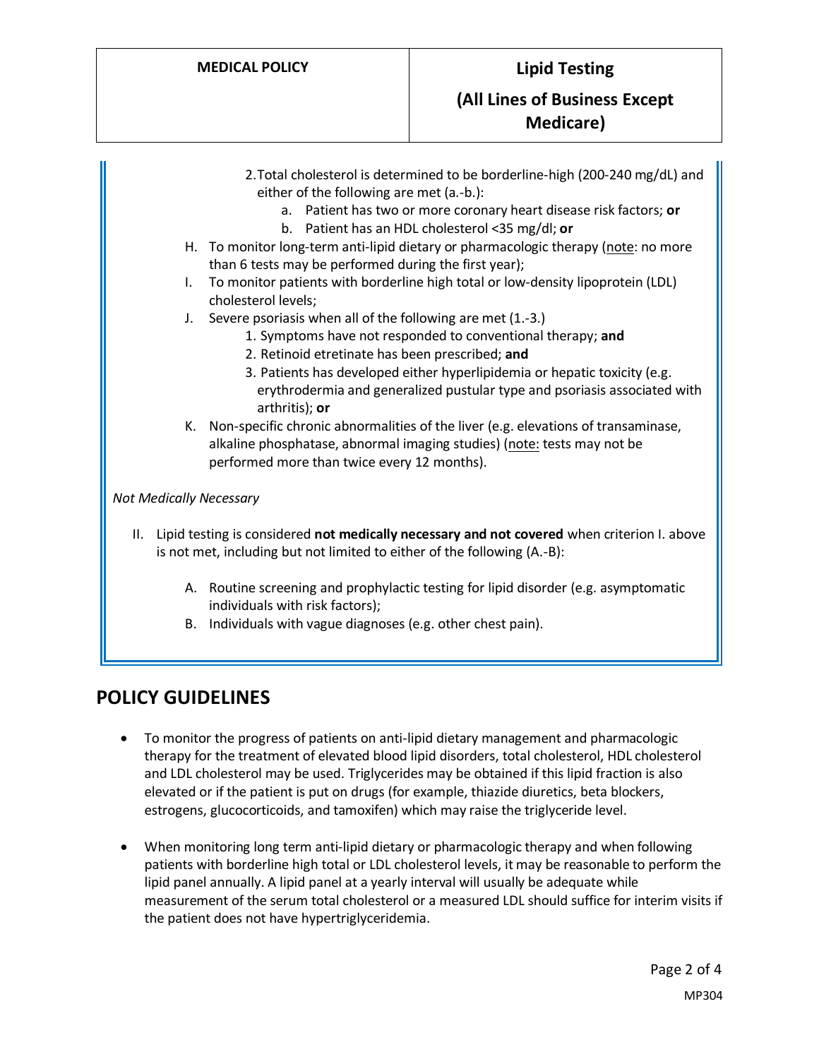2. Total cholesterol is determined to be borderline-high (200-240 mg/dL) and either of the following are met (a.-b.):
    a. Patient has two or more coronary heart disease risk factors; **or**
    b. Patient has an HDL cholesterol <35 mg/dl; **or**

H. To monitor long-term anti-lipid dietary or pharmacologic therapy (note: no more than 6 tests may be performed during the first year);

I. To monitor patients with borderline high total or low-density lipoprotein (LDL) cholesterol levels;

J. Severe psoriasis when all of the following are met (1.-3.)
   1. Symptoms have not responded to conventional therapy; **and**
   2. Retinoid etretinate has been prescribed; **and**
   3. Patients has developed either hyperlipidemia or hepatic toxicity (e.g. erythrodermia and generalized pustular type and psoriasis associated with arthritis); **or**

K. Non-specific chronic abnormalities of the liver (e.g. elevations of transaminase, alkaline phosphatase, abnormal imaging studies) (note: tests may not be performed more than twice every 12 months).

*Not Medically Necessary*

II. Lipid testing is considered **not medically necessary and not covered** when criterion I. above is not met, including but not limited to either of the following (A.-B):

   A. Routine screening and prophylactic testing for lipid disorder (e.g. asymptomatic individuals with risk factors);
   B. Individuals with vague diagnoses (e.g. other chest pain).

## POLICY GUIDELINES

- To monitor the progress of patients on anti-lipid dietary management and pharmacologic therapy for the treatment of elevated blood lipid disorders, total cholesterol, HDL cholesterol and LDL cholesterol may be used. Triglycerides may be obtained if this lipid fraction is also elevated or if the patient is put on drugs (for example, thiazide diuretics, beta blockers, estrogens, glucocorticoids, and tamoxifen) which may raise the triglyceride level.

- When monitoring long term anti-lipid dietary or pharmacologic therapy and when following patients with borderline high total or LDL cholesterol levels, it may be reasonable to perform the lipid panel annually. A lipid panel at a yearly interval will usually be adequate while measurement of the serum total cholesterol or a measured LDL should suffice for interim visits if the patient does not have hypertriglyceridemia.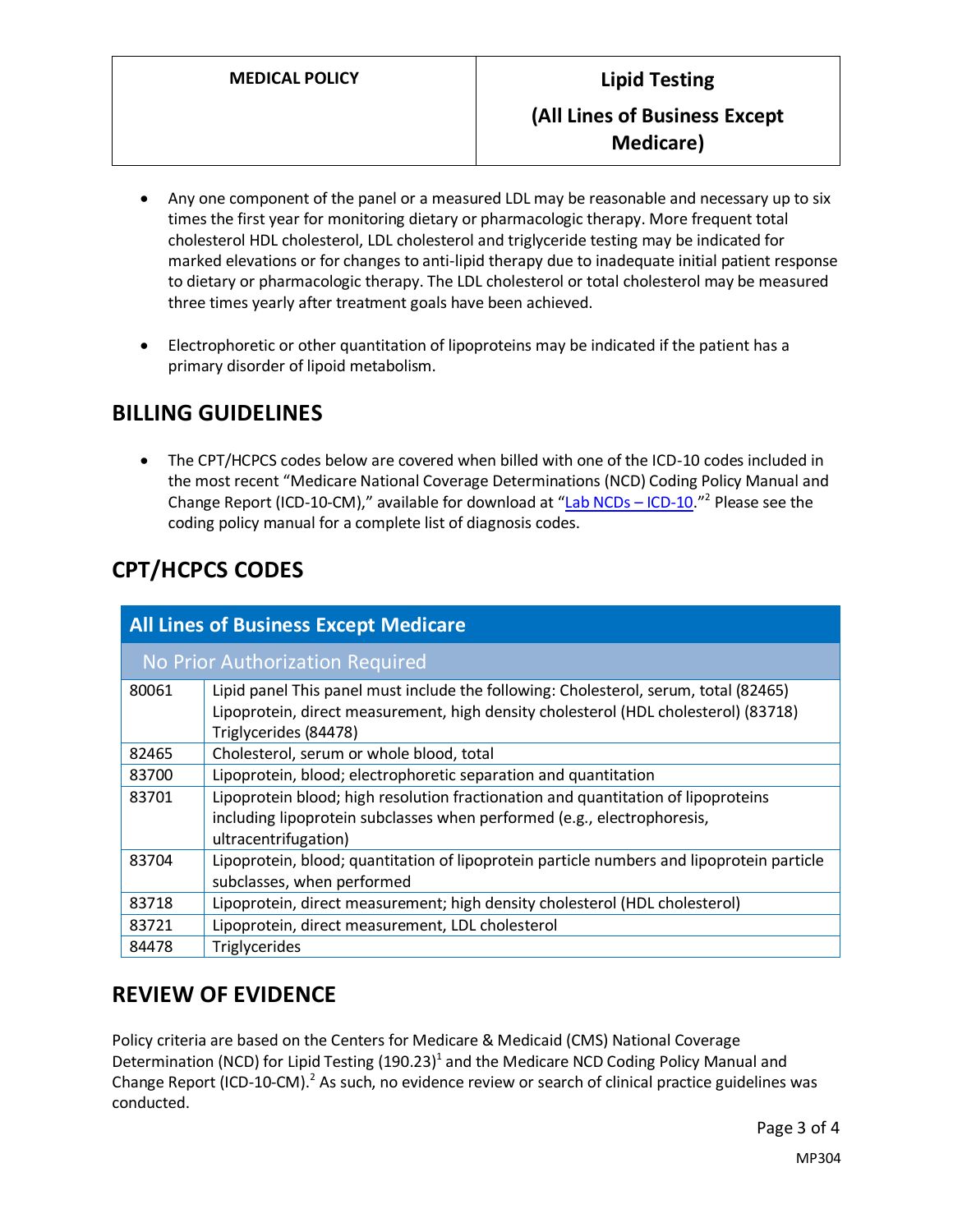- Any one component of the panel or a measured LDL may be reasonable and necessary up to six times the first year for monitoring dietary or pharmacologic therapy. More frequent total cholesterol HDL cholesterol, LDL cholesterol and triglyceride testing may be indicated for marked elevations or for changes to anti-lipid therapy due to inadequate initial patient response to dietary or pharmacologic therapy. The LDL cholesterol or total cholesterol may be measured three times yearly after treatment goals have been achieved.

- Electrophoretic or other quantitation of lipoproteins may be indicated if the patient has a primary disorder of lipoid metabolism.

## BILLING GUIDELINES

- The CPT/HCPCS codes below are covered when billed with one of the ICD-10 codes included in the most recent "Medicare National Coverage Determinations (NCD) Coding Policy Manual and Change Report (ICD-10-CM)," available for download at "Lab NCDs – ICD-10."[2] Please see the coding policy manual for a complete list of diagnosis codes.

## CPT/HCPCS CODES

| All Lines of Business Except Medicare | |
|---|---|
| No Prior Authorization Required | |
| 80061 | Lipid panel This panel must include the following: Cholesterol, serum, total (82465) Lipoprotein, direct measurement, high density cholesterol (HDL cholesterol) (83718) Triglycerides (84478) |
| 82465 | Cholesterol, serum or whole blood, total |
| 83700 | Lipoprotein, blood; electrophoretic separation and quantitation |
| 83701 | Lipoprotein blood; high resolution fractionation and quantitation of lipoproteins including lipoprotein subclasses when performed (e.g., electrophoresis, ultracentrifugation) |
| 83704 | Lipoprotein, blood; quantitation of lipoprotein particle numbers and lipoprotein particle subclasses, when performed |
| 83718 | Lipoprotein, direct measurement; high density cholesterol (HDL cholesterol) |
| 83721 | Lipoprotein, direct measurement, LDL cholesterol |
| 84478 | Triglycerides |

## REVIEW OF EVIDENCE

Policy criteria are based on the Centers for Medicare & Medicaid (CMS) National Coverage Determination (NCD) for Lipid Testing (190.23)[1] and the Medicare NCD Coding Policy Manual and Change Report (ICD-10-CM).[2] As such, no evidence review or search of clinical practice guidelines was conducted.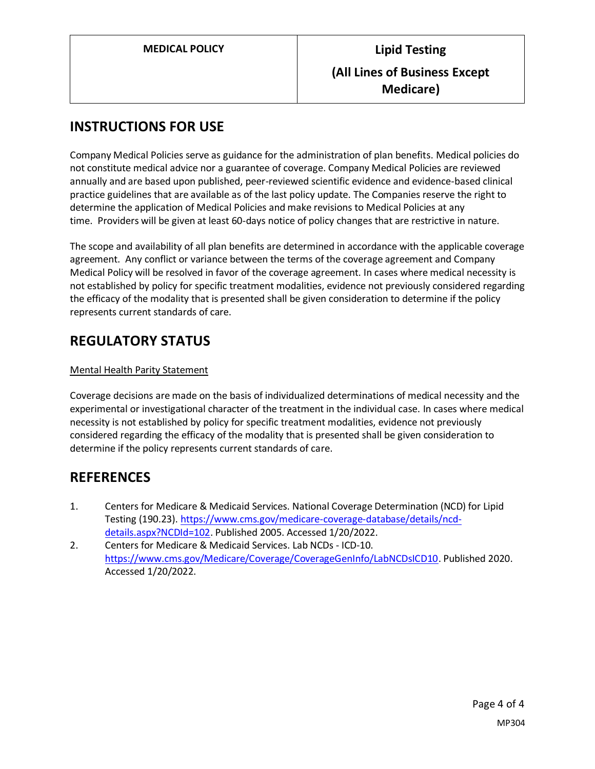## INSTRUCTIONS FOR USE

Company Medical Policies serve as guidance for the administration of plan benefits. Medical policies do not constitute medical advice nor a guarantee of coverage. Company Medical Policies are reviewed annually and are based upon published, peer-reviewed scientific evidence and evidence-based clinical practice guidelines that are available as of the last policy update. The Companies reserve the right to determine the application of Medical Policies and make revisions to Medical Policies at any time. Providers will be given at least 60-days notice of policy changes that are restrictive in nature.

The scope and availability of all plan benefits are determined in accordance with the applicable coverage agreement. Any conflict or variance between the terms of the coverage agreement and Company Medical Policy will be resolved in favor of the coverage agreement. In cases where medical necessity is not established by policy for specific treatment modalities, evidence not previously considered regarding the efficacy of the modality that is presented shall be given consideration to determine if the policy represents current standards of care.

## REGULATORY STATUS

Mental Health Parity Statement

Coverage decisions are made on the basis of individualized determinations of medical necessity and the experimental or investigational character of the treatment in the individual case. In cases where medical necessity is not established by policy for specific treatment modalities, evidence not previously considered regarding the efficacy of the modality that is presented shall be given consideration to determine if the policy represents current standards of care.

## REFERENCES

1. Centers for Medicare & Medicaid Services. National Coverage Determination (NCD) for Lipid Testing (190.23). https://www.cms.gov/medicare-coverage-database/details/ncd-details.aspx?NCDId=102. Published 2005. Accessed 1/20/2022.
2. Centers for Medicare & Medicaid Services. Lab NCDs - ICD-10. https://www.cms.gov/Medicare/Coverage/CoverageGenInfo/LabNCDsICD10. Published 2020. Accessed 1/20/2022.